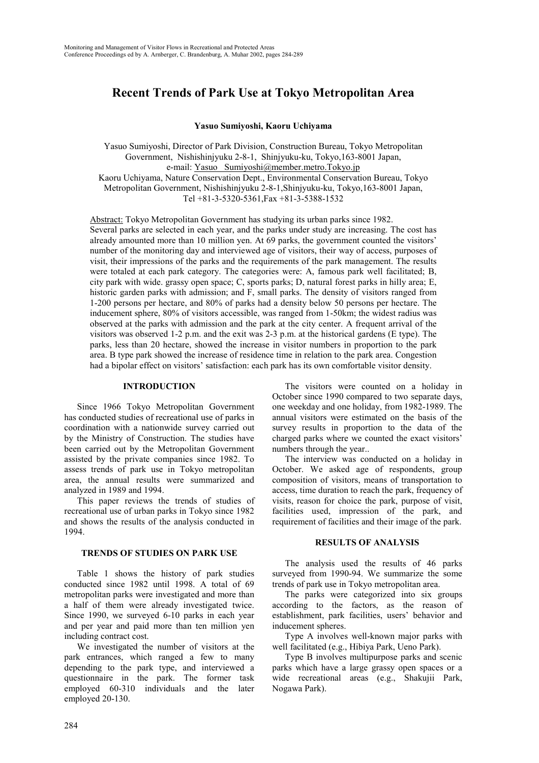# Recent Trends of Park Use at Tokyo Metropolitan Area

**Yasuo Sumiyoshi, Kaoru Uchiyama**

Yasuo Sumiyoshi, Director of Park Division, Construction Bureau, Tokyo Metropolitan Government, Nishishinjyuku 2-8-1, Shinjyuku-ku, Tokyo,163-8001 Japan, e-mail: Yasuo_Sumiyoshi@member.metro.Tokyo.jp
Kaoru Uchiyama, Nature Conservation Dept., Environmental Conservation Bureau, Tokyo Metropolitan Government, Nishishinjyuku 2-8-1,Shinjyuku-ku, Tokyo,163-8001 Japan, Tel +81-3-5320-5361,Fax +81-3-5388-1532

Abstract: Tokyo Metropolitan Government has studying its urban parks since 1982. Several parks are selected in each year, and the parks under study are increasing. The cost has already amounted more than 10 million yen. At 69 parks, the government counted the visitors' number of the monitoring day and interviewed age of visitors, their way of access, purposes of visit, their impressions of the parks and the requirements of the park management. The results were totaled at each park category. The categories were: A, famous park well facilitated; B, city park with wide. grassy open space; C, sports parks; D, natural forest parks in hilly area; E, historic garden parks with admission; and F, small parks. The density of visitors ranged from 1-200 persons per hectare, and 80% of parks had a density below 50 persons per hectare. The inducement sphere, 80% of visitors accessible, was ranged from 1-50km; the widest radius was observed at the parks with admission and the park at the city center. A frequent arrival of the visitors was observed 1-2 p.m. and the exit was 2-3 p.m. at the historical gardens (E type). The parks, less than 20 hectare, showed the increase in visitor numbers in proportion to the park area. B type park showed the increase of residence time in relation to the park area. Congestion had a bipolar effect on visitors' satisfaction: each park has its own comfortable visitor density.

## INTRODUCTION

Since 1966 Tokyo Metropolitan Government has conducted studies of recreational use of parks in coordination with a nationwide survey carried out by the Ministry of Construction. The studies have been carried out by the Metropolitan Government assisted by the private companies since 1982. To assess trends of park use in Tokyo metropolitan area, the annual results were summarized and analyzed in 1989 and 1994.

This paper reviews the trends of studies of recreational use of urban parks in Tokyo since 1982 and shows the results of the analysis conducted in 1994.

## TRENDS OF STUDIES ON PARK USE

Table 1 shows the history of park studies conducted since 1982 until 1998. A total of 69 metropolitan parks were investigated and more than a half of them were already investigated twice. Since 1990, we surveyed 6-10 parks in each year and per year and paid more than ten million yen including contract cost.

We investigated the number of visitors at the park entrances, which ranged a few to many depending to the park type, and interviewed a questionnaire in the park. The former task employed 60-310 individuals and the later employed 20-130.

The visitors were counted on a holiday in October since 1990 compared to two separate days, one weekday and one holiday, from 1982-1989. The annual visitors were estimated on the basis of the survey results in proportion to the data of the charged parks where we counted the exact visitors' numbers through the year..

The interview was conducted on a holiday in October. We asked age of respondents, group composition of visitors, means of transportation to access, time duration to reach the park, frequency of visits, reason for choice the park, purpose of visit, facilities used, impression of the park, and requirement of facilities and their image of the park.

## RESULTS OF ANALYSIS

The analysis used the results of 46 parks surveyed from 1990-94. We summarize the some trends of park use in Tokyo metropolitan area.

The parks were categorized into six groups according to the factors, as the reason of establishment, park facilities, users' behavior and inducement spheres.

Type A involves well-known major parks with well facilitated (e.g., Hibiya Park, Ueno Park).

Type B involves multipurpose parks and scenic parks which have a large grassy open spaces or a wide recreational areas (e.g., Shakujii Park, Nogawa Park).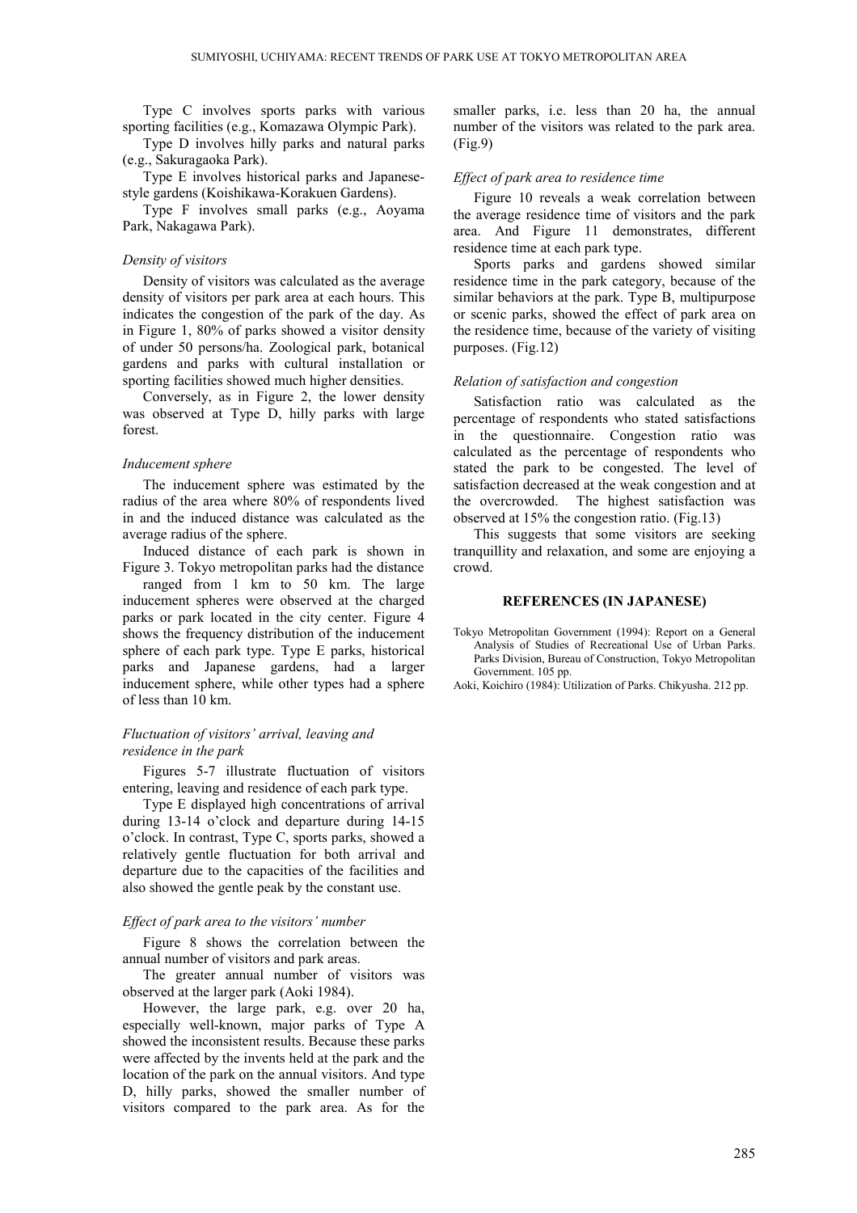Type C involves sports parks with various sporting facilities (e.g., Komazawa Olympic Park).

Type D involves hilly parks and natural parks (e.g., Sakuragaoka Park).

Type E involves historical parks and Japanese-style gardens (Koishikawa-Korakuen Gardens).

Type F involves small parks (e.g., Aoyama Park, Nakagawa Park).

### *Density of visitors*

Density of visitors was calculated as the average density of visitors per park area at each hours. This indicates the congestion of the park of the day. As in Figure 1, 80% of parks showed a visitor density of under 50 persons/ha. Zoological park, botanical gardens and parks with cultural installation or sporting facilities showed much higher densities.

Conversely, as in Figure 2, the lower density was observed at Type D, hilly parks with large forest.

### *Inducement sphere*

The inducement sphere was estimated by the radius of the area where 80% of respondents lived in and the induced distance was calculated as the average radius of the sphere.

Induced distance of each park is shown in Figure 3. Tokyo metropolitan parks had the distance ranged from 1 km to 50 km. The large inducement spheres were observed at the charged parks or park located in the city center. Figure 4 shows the frequency distribution of the inducement sphere of each park type. Type E parks, historical parks and Japanese gardens, had a larger inducement sphere, while other types had a sphere of less than 10 km.

### *Fluctuation of visitors' arrival, leaving and residence in the park*

Figures 5-7 illustrate fluctuation of visitors entering, leaving and residence of each park type.

Type E displayed high concentrations of arrival during 13-14 o'clock and departure during 14-15 o'clock. In contrast, Type C, sports parks, showed a relatively gentle fluctuation for both arrival and departure due to the capacities of the facilities and also showed the gentle peak by the constant use.

### *Effect of park area to the visitors' number*

Figure 8 shows the correlation between the annual number of visitors and park areas.

The greater annual number of visitors was observed at the larger park (Aoki 1984).

However, the large park, e.g. over 20 ha, especially well-known, major parks of Type A showed the inconsistent results. Because these parks were affected by the invents held at the park and the location of the park on the annual visitors. And type D, hilly parks, showed the smaller number of visitors compared to the park area. As for the smaller parks, i.e. less than 20 ha, the annual number of the visitors was related to the park area. (Fig.9)

### *Effect of park area to residence time*

Figure 10 reveals a weak correlation between the average residence time of visitors and the park area. And Figure 11 demonstrates, different residence time at each park type.

Sports parks and gardens showed similar residence time in the park category, because of the similar behaviors at the park. Type B, multipurpose or scenic parks, showed the effect of park area on the residence time, because of the variety of visiting purposes. (Fig.12)

### *Relation of satisfaction and congestion*

Satisfaction ratio was calculated as the percentage of respondents who stated satisfactions in the questionnaire. Congestion ratio was calculated as the percentage of respondents who stated the park to be congested. The level of satisfaction decreased at the weak congestion and at the overcrowded. The highest satisfaction was observed at 15% the congestion ratio. (Fig.13)

This suggests that some visitors are seeking tranquillity and relaxation, and some are enjoying a crowd.

## REFERENCES (IN JAPANESE)

Tokyo Metropolitan Government (1994): Report on a General Analysis of Studies of Recreational Use of Urban Parks. Parks Division, Bureau of Construction, Tokyo Metropolitan Government. 105 pp.

Aoki, Koichiro (1984): Utilization of Parks. Chikyusha. 212 pp.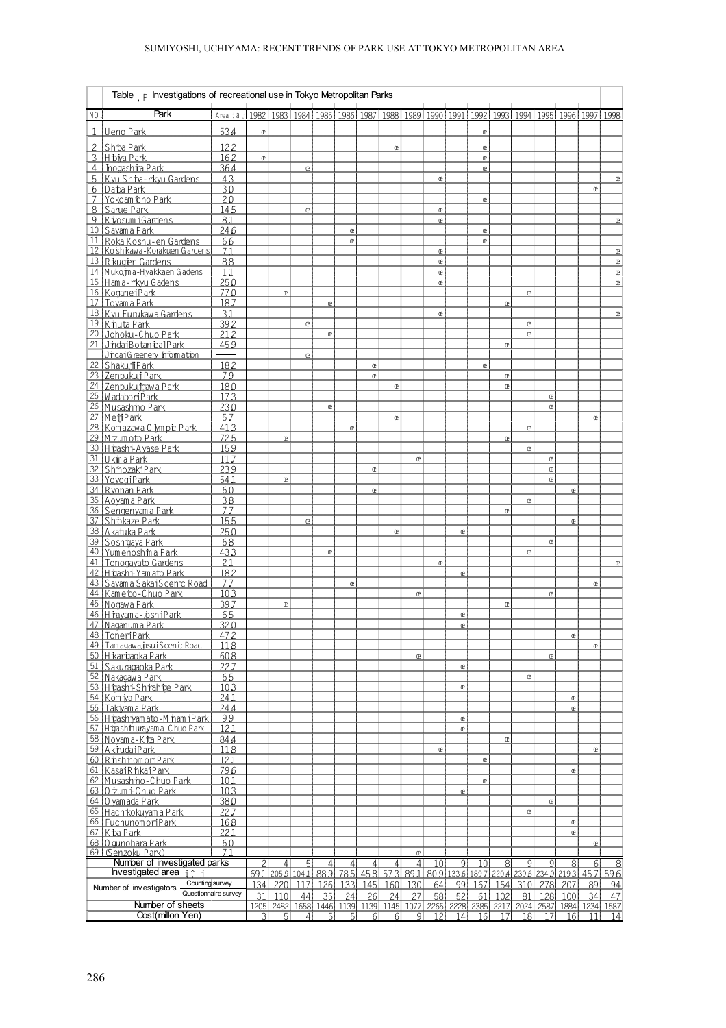Table 1 Investigations of recreational use in Tokyo Metropolitan Parks

| NO. | Park | Area (ha) | 1982 | 1983 | 1984 | 1985 | 1986 | 1987 | 1988 | 1989 | 1990 | 1991 | 1992 | 1993 | 1994 | 1995 | 1996 | 1997 | 1998 |
|---|---|---|---|---|---|---|---|---|---|---|---|---|---|---|---|---|---|---|---|
| 1 | Ueno Park | 53.4 | ○ | | | | | | | | | | ○ | | | | | | |
| 2 | Shiba Park | 12.2 | | | | | | | ○ | | | | ○ | | | | | | |
| 3 | Hibiya Park | 16.2 | ○ | | | | | | | | | | ○ | | | | | | |
| 4 | Inogashira Park | 36.4 | | | ○ | | | | | | | | ○ | | | | | | |
| 5 | Kyu Shiba-rikyu Gardens | 4.3 | | | | | | | | | ○ | | | | | | | | ○ |
| 6 | Daiba Park | 3.0 | | | | | | | | | | | | | | | | ○ | |
| 7 | Yokoamicho Park | 2.0 | | | | | | | | | | | ○ | | | | | | |
| 8 | Sarue Park | 14.5 | | | ○ | | | | | | ○ | | | | | | | | |
| 9 | Kiyosumi Gardens | 8.1 | | | | | | | | | ○ | | | | | | | | ○ |
| 10 | Sayama Park | 24.6 | | | | | ○ | | | | | | ○ | | | | | | |
| 11 | Roka Koshu-en Gardens | 6.6 | | | | | ○ | | | | | | ○ | | | | | | |
| 12 | Koishikawa-Korakuen Gardens | 7.1 | | | | | | | | | ○ | | | | | | | | ○ |
| 13 | Rikugien Gardens | 8.8 | | | | | | | | | ○ | | | | | | | | ○ |
| 14 | Mukojima-Hyakkaen Gadens | 1.1 | | | | | | | | | ○ | | | | | | | | ○ |
| 15 | Hama-rikyu Gadens | 25.0 | | | | | | | | | ○ | | | | | | | | ○ |
| 16 | Koganei Park | 77.0 | | ○ | | | | | | | | | | | ○ | | | | |
| 17 | Toyama Park | 18.7 | | | | ○ | | | | | | | | ○ | | | | | |
| 18 | Kyu Furukawa Gardens | 3.1 | | | | | | | | | ○ | | | | | | | | ○ |
| 19 | Kinuta Park | 39.2 | | | ○ | | | | | | | | | | ○ | | | | |
| 20 | Johoku-Chuo Park | 21.2 | | | | ○ | | | | | | | | | ○ | | | | |
| 21 | Jindai Botanical Park | 45.9 | | | | | | | | | | | | ○ | | | | | |
| | Jindai Greenery Information | — | | | ○ | | | | | | | | | | | | | | |
| 22 | Shakujii Park | 18.2 | | | | | | ○ | | | | | ○ | | | | | | |
| 23 | Zenpukuji Park | 7.9 | | | | | | ○ | | | | | | ○ | | | | | |
| 24 | Zenpukujigawa Park | 18.0 | | | | | | | ○ | | | | | ○ | | | | | |
| 25 | Wadabori Park | 17.3 | | | | | | | | | | | | | | ○ | | | |
| 26 | Musashino Park | 23.0 | | | | ○ | | | | | | | | | | ○ | | | |
| 27 | Meiji Park | 5.7 | | | | | | | ○ | | | | | | | | | ○ | |
| 28 | Komazawa Olympic Park | 41.3 | | | | | ○ | | | | | | | | ○ | | | | |
| 29 | Mizumoto Park | 72.5 | | ○ | | | | | | | | | | ○ | | | | | |
| 30 | Higashi-Ayase Park | 15.9 | | | | | | | | | | | | | ○ | | | | |
| 31 | Ukima Park | 11.7 | | | | | | | | ○ | | | | | | ○ | | | |
| 32 | Shinozaki Park | 23.9 | | | | | | ○ | | | | | | | | ○ | | | |
| 33 | Yoyogi Park | 54.1 | | ○ | | | | | | | | | | | | ○ | | | |
| 34 | Ryonan Park | 6.0 | | | | | | ○ | | | | | | | | | ○ | | |
| 35 | Aoyama Park | 3.8 | | | | | | | | | | | | | ○ | | | | |
| 36 | Sengenyama Park | 7.7 | | | | | | | | | | | | ○ | | | | | |
| 37 | Shiokaze Park | 15.5 | | | ○ | | | | | | | | | | | | ○ | | |
| 38 | Akatuka Park | 25.0 | | | | | | | ○ | | | ○ | | | | | | | |
| 39 | Soshigaya Park | 6.8 | | | | | | | | | | | | | | ○ | | | |
| 40 | Yumenoshima Park | 43.3 | | | | ○ | | | | | | | | | ○ | | | | |
| 41 | Tonogayato Gardens | 2.1 | | | | | | | | | ○ | | | | | | | | ○ |
| 42 | Higashi-Yamato Park | 18.2 | | | | | | | | | | ○ | | | | | | | |
| 43 | Sayama Sakai Scenic Road | 7.7 | | | | | ○ | | | | | | | | | | | ○ | |
| 44 | Kameido-Chuo Park | 10.3 | | | | | | | | ○ | | | | | | ○ | | | |
| 45 | Nogawa Park | 39.7 | | ○ | | | | | | | | | | ○ | | | | | |
| 46 | Hirayama-joshi Park | 6.5 | | | | | | | | | | ○ | | | | | | | |
| 47 | Naganuma Park | 32.0 | | | | | | | | | | ○ | | | | | | | |
| 48 | Toneri Park | 47.2 | | | | | | | | | | | | | | | ○ | | |
| 49 | Tamagawajosui Scenic Road | 11.8 | | | | | | | | | | | | | | | | ○ | |
| 50 | Hikarigaoka Park | 60.8 | | | | | | | | ○ | | | | | | ○ | | | |
| 51 | Sakuragaoka Park | 22.7 | | | | | | | | | | ○ | | | | | | | |
| 52 | Nakagawa Park | 6.5 | | | | | | | | | | | | | ○ | | | | |
| 53 | Higashi-Shirahige Park | 10.3 | | | | | | | | | | ○ | | | | | | | |
| 54 | Komiya Park | 24.1 | | | | | | | | | | | | | | | ○ | | |
| 55 | Takiyama Park | 24.4 | | | | | | | | | | | | | | | ○ | | |
| 56 | Higashiyamato-Minami Park | 9.9 | | | | | | | | | | ○ | | | | | | | |
| 57 | Higashimurayama-Chuo Park | 12.1 | | | | | | | | | | ○ | | | | | | | |
| 58 | Noyama-Kita Park | 84.4 | | | | | | | | | | | | ○ | | | | | |
| 59 | Akirudai Park | 11.8 | | | | | | | | | ○ | | | | | | | ○ | |
| 60 | Rinshinomori Park | 12.1 | | | | | | | | | | | ○ | | | | | | |
| 61 | Kasai Rinkai Park | 79.6 | | | | | | | | | | | | | | | ○ | | |
| 62 | Musashino-Chuo Park | 10.1 | | | | | | | | | | | ○ | | | | | | |
| 63 | Oizumi-Chuo Park | 10.3 | | | | | | | | | | ○ | | | | | | | |
| 64 | Oyamada Park | 38.0 | | | | | | | | | | | | | | ○ | | | |
| 65 | Hachikokuyama Park | 22.7 | | | | | | | | | | | | | ○ | | | | |
| 66 | Fuchunomori Park | 16.8 | | | | | | | | | | | | | | | ○ | | |
| 67 | Kiba Park | 22.1 | | | | | | | | | | | | | | | ○ | | |
| 68 | Ogunohara Park | 6.0 | | | | | | | | | | | | | | | | ○ | |
| 69 | (Senzoku Park) | 7.1 | | | | | | | | ○ | | | | | | | | | |
| | Number of investigated parks | | 2 | 4 | 5 | 4 | 4 | 4 | 4 | 4 | 10 | 9 | 10 | 8 | 9 | 9 | 8 | 6 | 8 |
| | Investigated area (ha) | | 69.1 | 205.9 | 104.1 | 88.9 | 78.5 | 45.8 | 57.3 | 89.1 | 80.9 | 133.6 | 189.7 | 220.4 | 239.6 | 234.9 | 219.3 | 45.7 | 59.6 |
| Number of investigators | Counting survey | | 134 | 220 | 117 | 126 | 133 | 145 | 160 | 130 | 64 | 99 | 167 | 154 | 310 | 278 | 207 | 89 | 94 |
| | Questionnaire survey | | 31 | 110 | 44 | 35 | 24 | 26 | 24 | 27 | 58 | 52 | 61 | 102 | 81 | 128 | 100 | 34 | 47 |
| | Number of sheets | | 1205 | 2482 | 1658 | 1446 | 1139 | 1139 | 1145 | 1077 | 2265 | 2228 | 2385 | 2217 | 2024 | 2587 | 1884 | 1234 | 1587 |
| | Cost(millon Yen) | | 3 | 5 | 4 | 5 | 5 | 6 | 6 | 9 | 12 | 14 | 16 | 17 | 18 | 17 | 16 | 11 | 14 |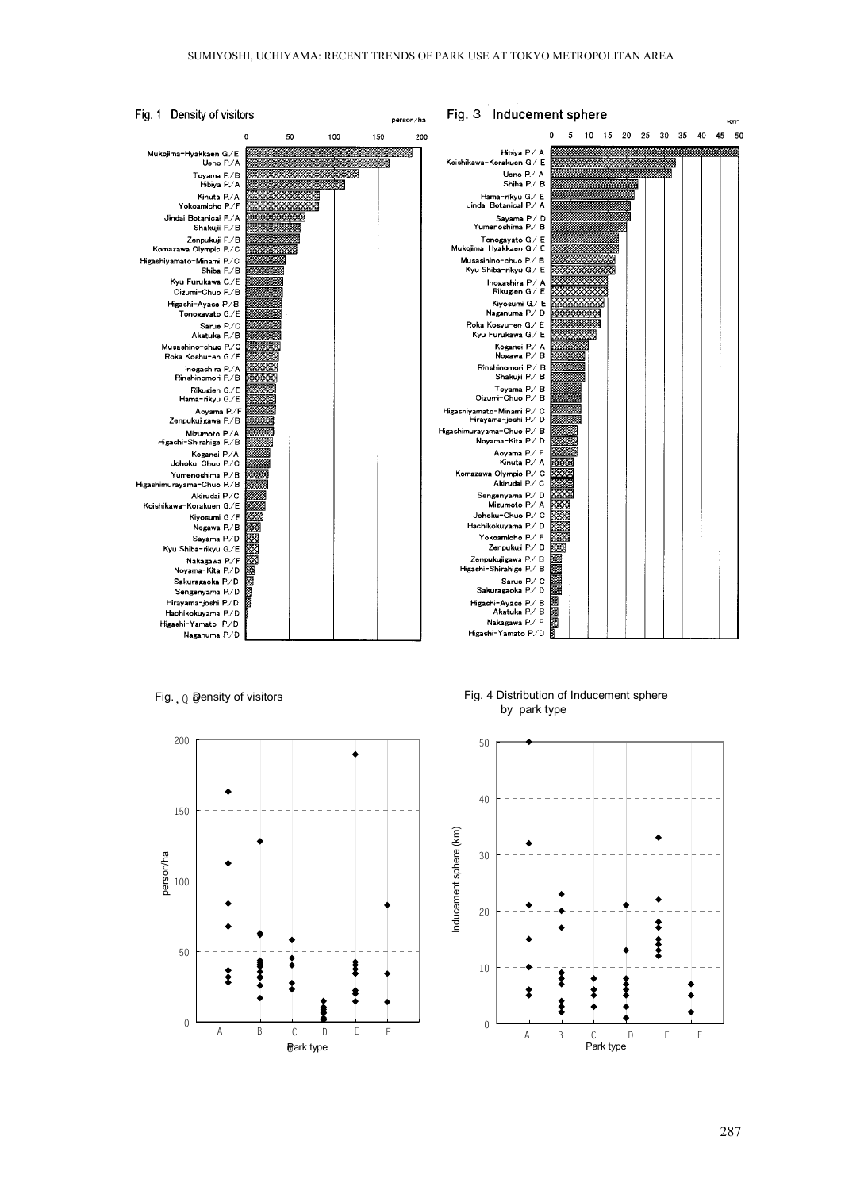Fig. 1 Density of visitors

Fig. 3 Inducement sphere

Fig. 2 Density of visitors

Fig. 4 Distribution of Inducement sphere by park type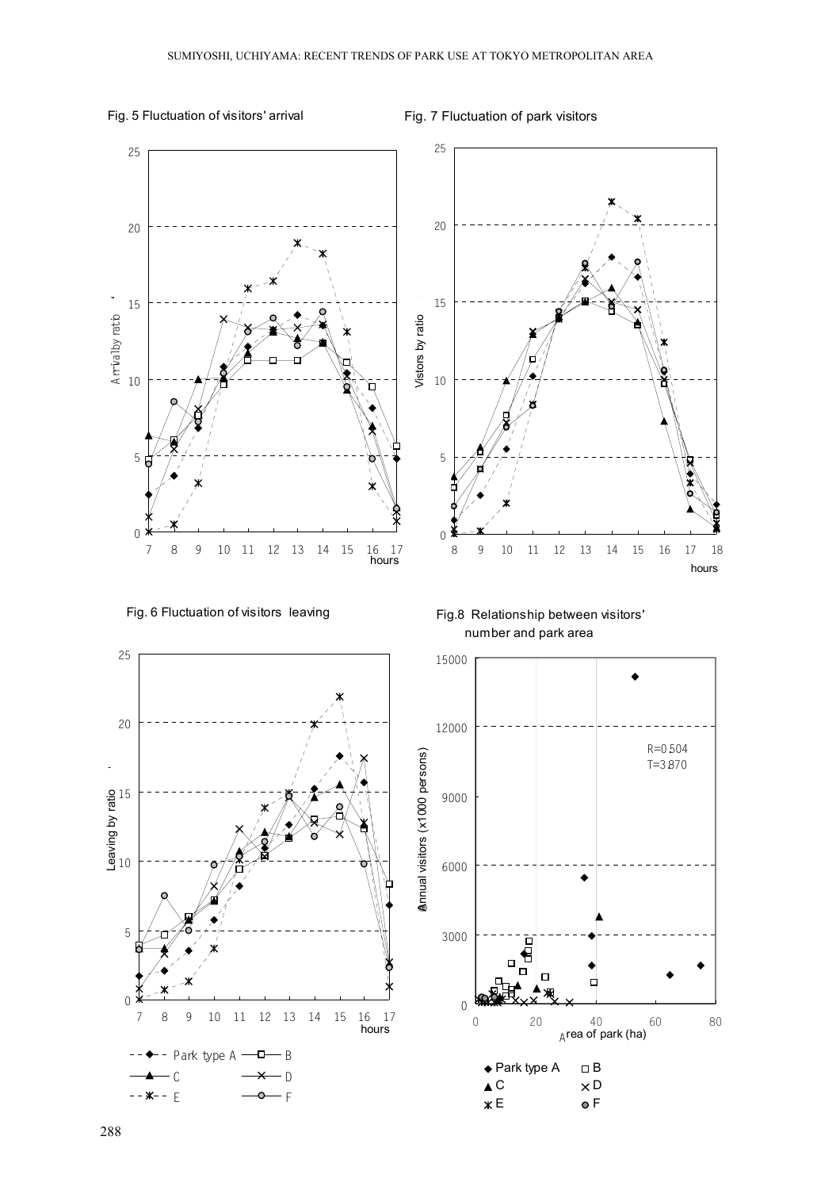Fig. 5 Fluctuation of visitors' arrival

Fig. 7 Fluctuation of park visitors

Fig. 6 Fluctuation of visitors leaving

Fig.8 Relationship between visitors' number and park area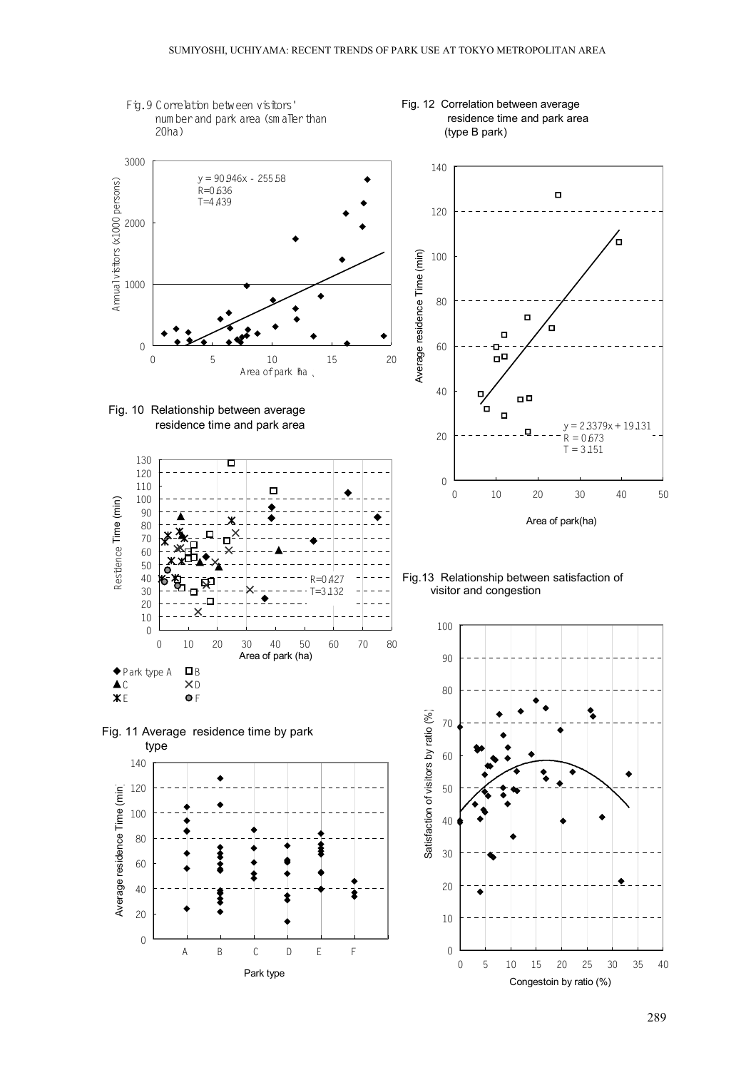Fig. 9 Correlation between visitors' number and park area (smaller than 20ha)

y = 90.946x - 255.58
R=0.636
T=4.439

Annual visitors (x1000 persons)

3000
2000
1000
0

0 5 10 15 20

Area of park (ha)

Fig. 10 Relationship between average residence time and park area

Residence Time (min)

130
120
110
100
90
80
70
60
50
40
30
20
10
0

R=0.427
T=3.132

0 10 20 30 40 50 60 70 80

Area of park (ha)

◆ Park type A □ B
▲ C × D
✱ E ● F

Fig. 11 Average residence time by park type

Average residence Time (min)

140
120
100
80
60
40
20
0

A B C D E F

Park type

Fig. 12 Correlation between average residence time and park area (type B park)

Average residence Time (min)

140
120
100
80
60
40
20
0

y = 2.3379x + 19.131
R = 0.673
T = 3.151

0 10 20 30 40 50

Area of park(ha)

Fig.13 Relationship between satisfaction of visitor and congestion

Satisfaction of visitors by ratio (%)

100
90
80
70
60
50
40
30
20
10
0

0 5 10 15 20 25 30 35 40

Congestoin by ratio (%)